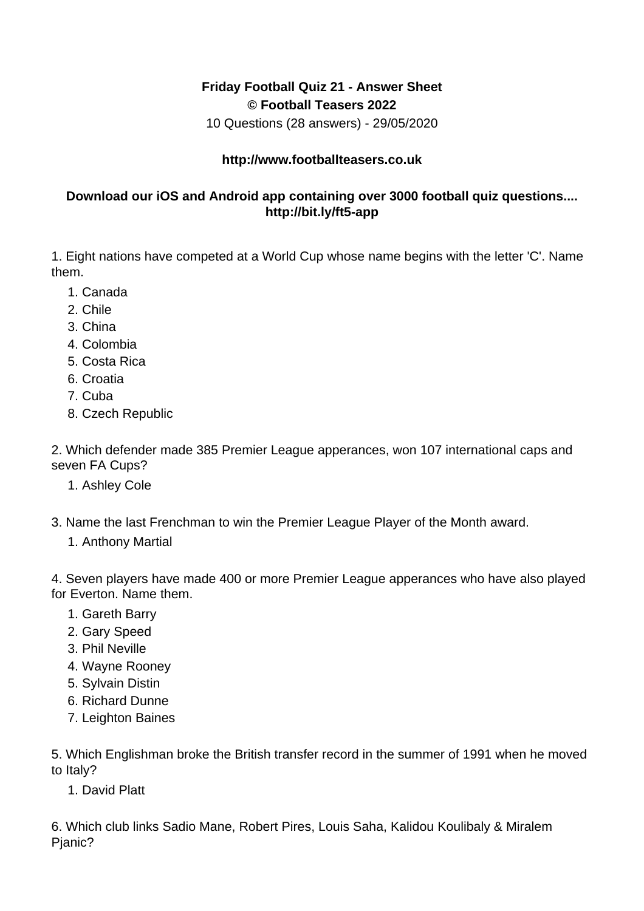**Friday Football Quiz 21 - Answer Sheet**
**© Football Teasers 2022**
10 Questions (28 answers) - 29/05/2020

**http://www.footballteasers.co.uk**

**Download our iOS and Android app containing over 3000 football quiz questions....**
**http://bit.ly/ft5-app**

1. Eight nations have competed at a World Cup whose name begins with the letter 'C'. Name them.
    1. Canada
    2. Chile
    3. China
    4. Colombia
    5. Costa Rica
    6. Croatia
    7. Cuba
    8. Czech Republic

2. Which defender made 385 Premier League apperances, won 107 international caps and seven FA Cups?
    1. Ashley Cole

3. Name the last Frenchman to win the Premier League Player of the Month award.
    1. Anthony Martial

4. Seven players have made 400 or more Premier League apperances who have also played for Everton. Name them.
    1. Gareth Barry
    2. Gary Speed
    3. Phil Neville
    4. Wayne Rooney
    5. Sylvain Distin
    6. Richard Dunne
    7. Leighton Baines

5. Which Englishman broke the British transfer record in the summer of 1991 when he moved to Italy?
    1. David Platt

6. Which club links Sadio Mane, Robert Pires, Louis Saha, Kalidou Koulibaly & Miralem Pjanic?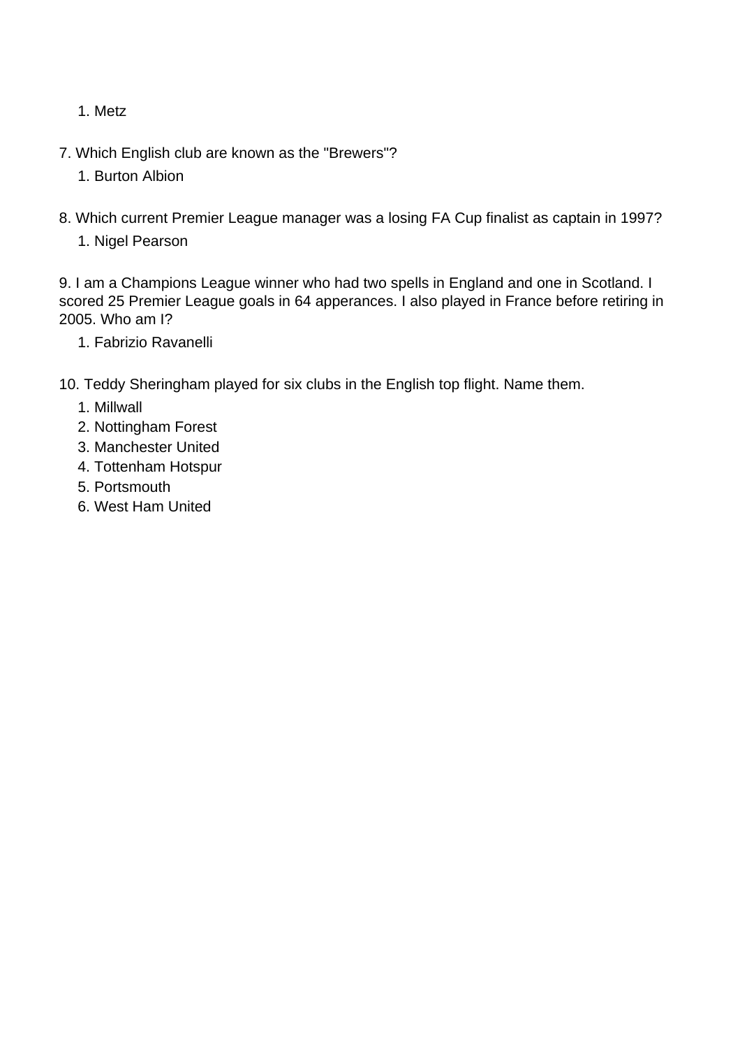1. Metz

7. Which English club are known as the "Brewers"?

   1. Burton Albion

8. Which current Premier League manager was a losing FA Cup finalist as captain in 1997?

   1. Nigel Pearson

9. I am a Champions League winner who had two spells in England and one in Scotland. I scored 25 Premier League goals in 64 apperances. I also played in France before retiring in 2005. Who am I?

   1. Fabrizio Ravanelli

10. Teddy Sheringham played for six clubs in the English top flight. Name them.

    1. Millwall
    2. Nottingham Forest
    3. Manchester United
    4. Tottenham Hotspur
    5. Portsmouth
    6. West Ham United